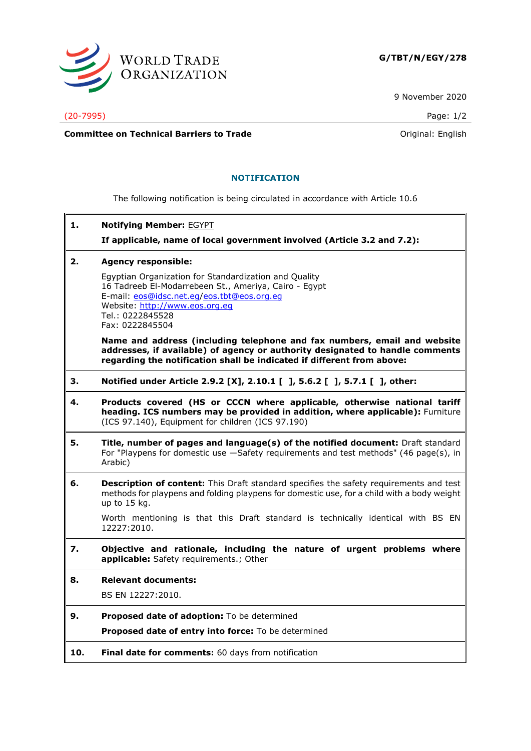WORLD TRADE ORGANIZATION

**G/TBT/N/EGY/278**

9 November 2020

(20-7995)

**Committee on Technical Barriers to Trade**

Original: English

## NOTIFICATION

The following notification is being circulated in accordance with Article 10.6

**1. Notifying Member:** EGYPT

**If applicable, name of local government involved (Article 3.2 and 7.2):**

**2. Agency responsible:**

Egyptian Organization for Standardization and Quality
16 Tadreeb El-Modarrebeen St., Ameriya, Cairo - Egypt
E-mail: eos@idsc.net.eg/eos.tbt@eos.org.eg
Website: http://www.eos.org.eg
Tel.: 0222845528
Fax: 0222845504

**Name and address (including telephone and fax numbers, email and website addresses, if available) of agency or authority designated to handle comments regarding the notification shall be indicated if different from above:**

**3. Notified under Article 2.9.2 [X], 2.10.1 [ ], 5.6.2 [ ], 5.7.1 [ ], other:**

**4. Products covered (HS or CCCN where applicable, otherwise national tariff heading. ICS numbers may be provided in addition, where applicable):** Furniture (ICS 97.140), Equipment for children (ICS 97.190)

**5. Title, number of pages and language(s) of the notified document:** Draft standard For "Playpens for domestic use —Safety requirements and test methods" (46 page(s), in Arabic)

**6. Description of content:** This Draft standard specifies the safety requirements and test methods for playpens and folding playpens for domestic use, for a child with a body weight up to 15 kg.

Worth mentioning is that this Draft standard is technically identical with BS EN 12227:2010.

**7. Objective and rationale, including the nature of urgent problems where applicable:** Safety requirements.; Other

**8. Relevant documents:**

BS EN 12227:2010.

**9. Proposed date of adoption:** To be determined

**Proposed date of entry into force:** To be determined

**10. Final date for comments:** 60 days from notification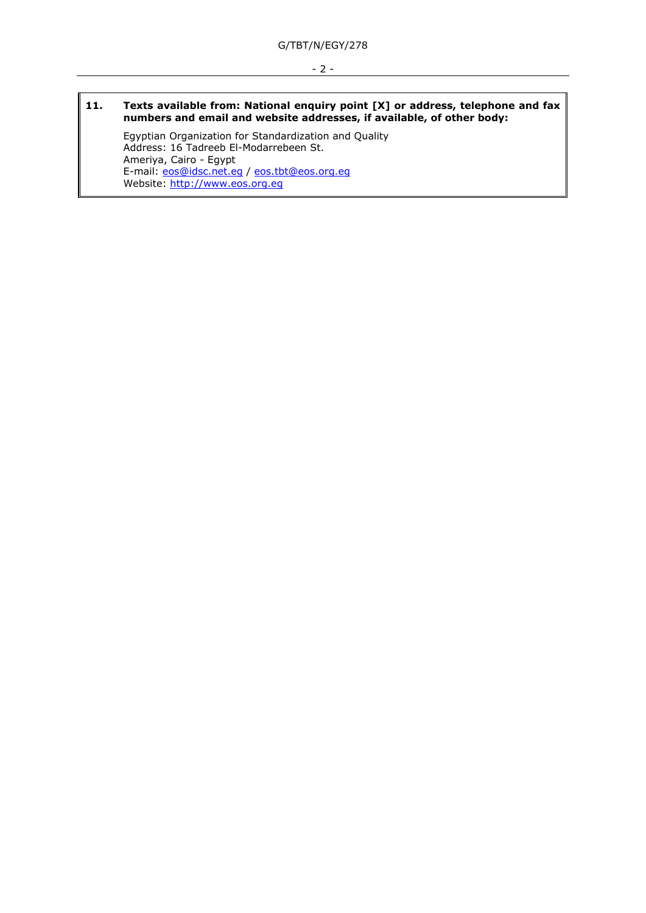**11. Texts available from: National enquiry point [X] or address, telephone and fax numbers and email and website addresses, if available, of other body:**

Egyptian Organization for Standardization and Quality
Address: 16 Tadreeb El-Modarrebeen St.
Ameriya, Cairo - Egypt
E-mail: eos@idsc.net.eg / eos.tbt@eos.org.eg
Website: http://www.eos.org.eg